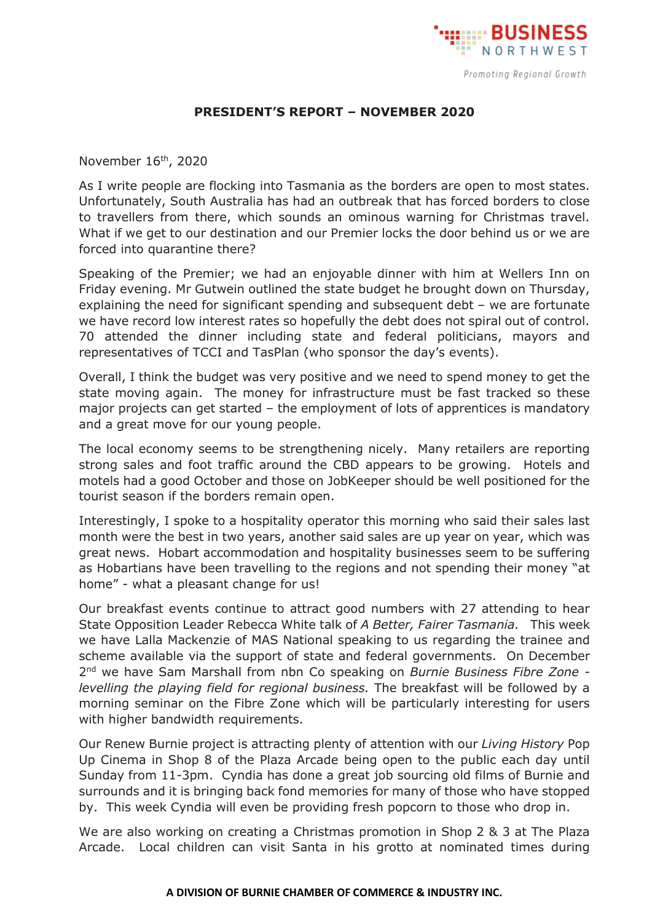**PRESIDENT'S REPORT – NOVEMBER 2020**

November 16th, 2020

As I write people are flocking into Tasmania as the borders are open to most states. Unfortunately, South Australia has had an outbreak that has forced borders to close to travellers from there, which sounds an ominous warning for Christmas travel. What if we get to our destination and our Premier locks the door behind us or we are forced into quarantine there?

Speaking of the Premier; we had an enjoyable dinner with him at Wellers Inn on Friday evening. Mr Gutwein outlined the state budget he brought down on Thursday, explaining the need for significant spending and subsequent debt – we are fortunate we have record low interest rates so hopefully the debt does not spiral out of control. 70 attended the dinner including state and federal politicians, mayors and representatives of TCCI and TasPlan (who sponsor the day's events).

Overall, I think the budget was very positive and we need to spend money to get the state moving again. The money for infrastructure must be fast tracked so these major projects can get started – the employment of lots of apprentices is mandatory and a great move for our young people.

The local economy seems to be strengthening nicely. Many retailers are reporting strong sales and foot traffic around the CBD appears to be growing. Hotels and motels had a good October and those on JobKeeper should be well positioned for the tourist season if the borders remain open.

Interestingly, I spoke to a hospitality operator this morning who said their sales last month were the best in two years, another said sales are up year on year, which was great news. Hobart accommodation and hospitality businesses seem to be suffering as Hobartians have been travelling to the regions and not spending their money "at home" - what a pleasant change for us!

Our breakfast events continue to attract good numbers with 27 attending to hear State Opposition Leader Rebecca White talk of *A Better, Fairer Tasmania.* This week we have Lalla Mackenzie of MAS National speaking to us regarding the trainee and scheme available via the support of state and federal governments. On December 2nd we have Sam Marshall from nbn Co speaking on *Burnie Business Fibre Zone - levelling the playing field for regional business.* The breakfast will be followed by a morning seminar on the Fibre Zone which will be particularly interesting for users with higher bandwidth requirements.

Our Renew Burnie project is attracting plenty of attention with our *Living History* Pop Up Cinema in Shop 8 of the Plaza Arcade being open to the public each day until Sunday from 11-3pm. Cyndia has done a great job sourcing old films of Burnie and surrounds and it is bringing back fond memories for many of those who have stopped by. This week Cyndia will even be providing fresh popcorn to those who drop in.

We are also working on creating a Christmas promotion in Shop 2 & 3 at The Plaza Arcade. Local children can visit Santa in his grotto at nominated times during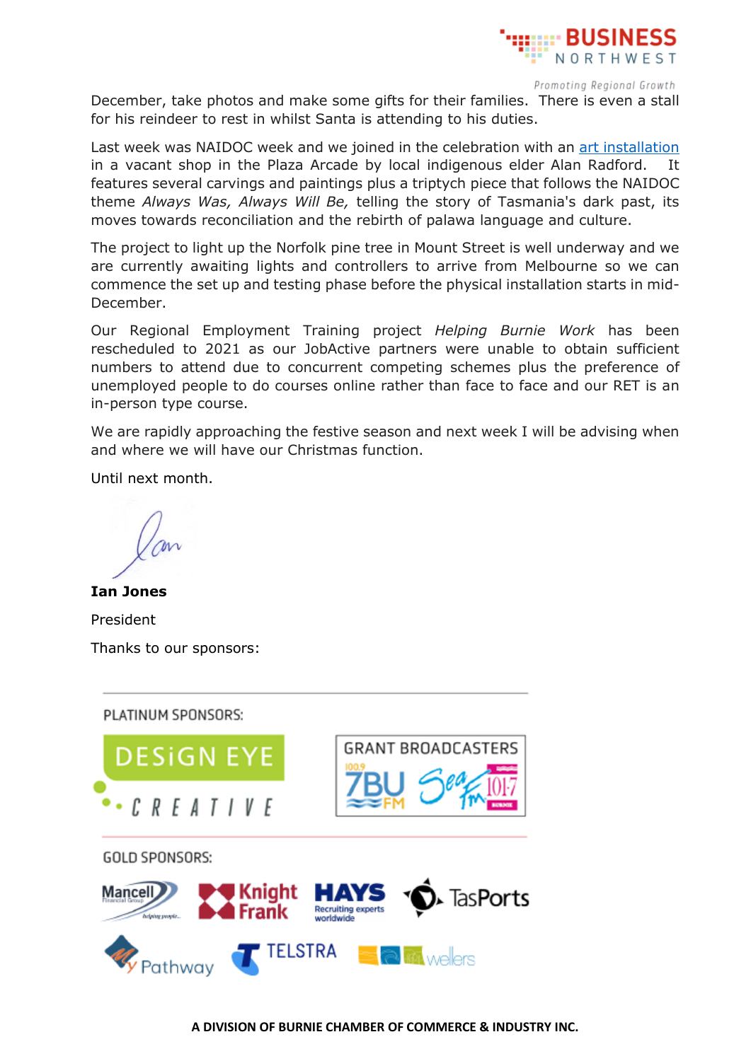December, take photos and make some gifts for their families. There is even a stall for his reindeer to rest in whilst Santa is attending to his duties.

Last week was NAIDOC week and we joined in the celebration with an art installation in a vacant shop in the Plaza Arcade by local indigenous elder Alan Radford. It features several carvings and paintings plus a triptych piece that follows the NAIDOC theme *Always Was, Always Will Be,* telling the story of Tasmania's dark past, its moves towards reconciliation and the rebirth of palawa language and culture.

The project to light up the Norfolk pine tree in Mount Street is well underway and we are currently awaiting lights and controllers to arrive from Melbourne so we can commence the set up and testing phase before the physical installation starts in mid-December.

Our Regional Employment Training project *Helping Burnie Work* has been rescheduled to 2021 as our JobActive partners were unable to obtain sufficient numbers to attend due to concurrent competing schemes plus the preference of unemployed people to do courses online rather than face to face and our RET is an in-person type course.

We are rapidly approaching the festive season and next week I will be advising when and where we will have our Christmas function.

Until next month.

**Ian Jones**

President

Thanks to our sponsors:

PLATINUM SPONSORS:

DESiGN EYE CREATIVE

GRANT BROADCASTERS

GOLD SPONSORS:

A DIVISION OF BURNIE CHAMBER OF COMMERCE & INDUSTRY INC.